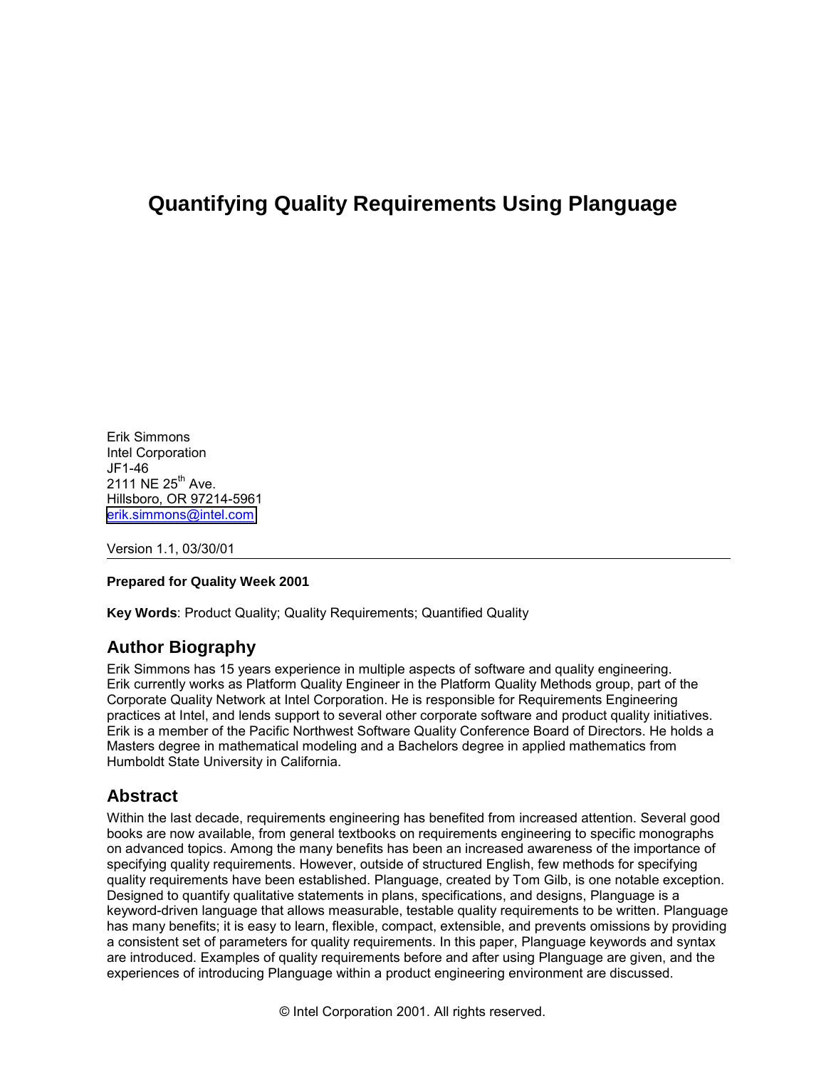# Quantifying Quality Requirements Using Planguage

Erik Simmons
Intel Corporation
JF1-46
2111 NE 25th Ave.
Hillsboro, OR 97214-5961
erik.simmons@intel.com

Version 1.1, 03/30/01

---

**Prepared for Quality Week 2001**

**Key Words**: Product Quality; Quality Requirements; Quantified Quality

## Author Biography

Erik Simmons has 15 years experience in multiple aspects of software and quality engineering. Erik currently works as Platform Quality Engineer in the Platform Quality Methods group, part of the Corporate Quality Network at Intel Corporation. He is responsible for Requirements Engineering practices at Intel, and lends support to several other corporate software and product quality initiatives. Erik is a member of the Pacific Northwest Software Quality Conference Board of Directors. He holds a Masters degree in mathematical modeling and a Bachelors degree in applied mathematics from Humboldt State University in California.

## Abstract

Within the last decade, requirements engineering has benefited from increased attention. Several good books are now available, from general textbooks on requirements engineering to specific monographs on advanced topics. Among the many benefits has been an increased awareness of the importance of specifying quality requirements. However, outside of structured English, few methods for specifying quality requirements have been established. Planguage, created by Tom Gilb, is one notable exception. Designed to quantify qualitative statements in plans, specifications, and designs, Planguage is a keyword-driven language that allows measurable, testable quality requirements to be written. Planguage has many benefits; it is easy to learn, flexible, compact, extensible, and prevents omissions by providing a consistent set of parameters for quality requirements. In this paper, Planguage keywords and syntax are introduced. Examples of quality requirements before and after using Planguage are given, and the experiences of introducing Planguage within a product engineering environment are discussed.

© Intel Corporation 2001. All rights reserved.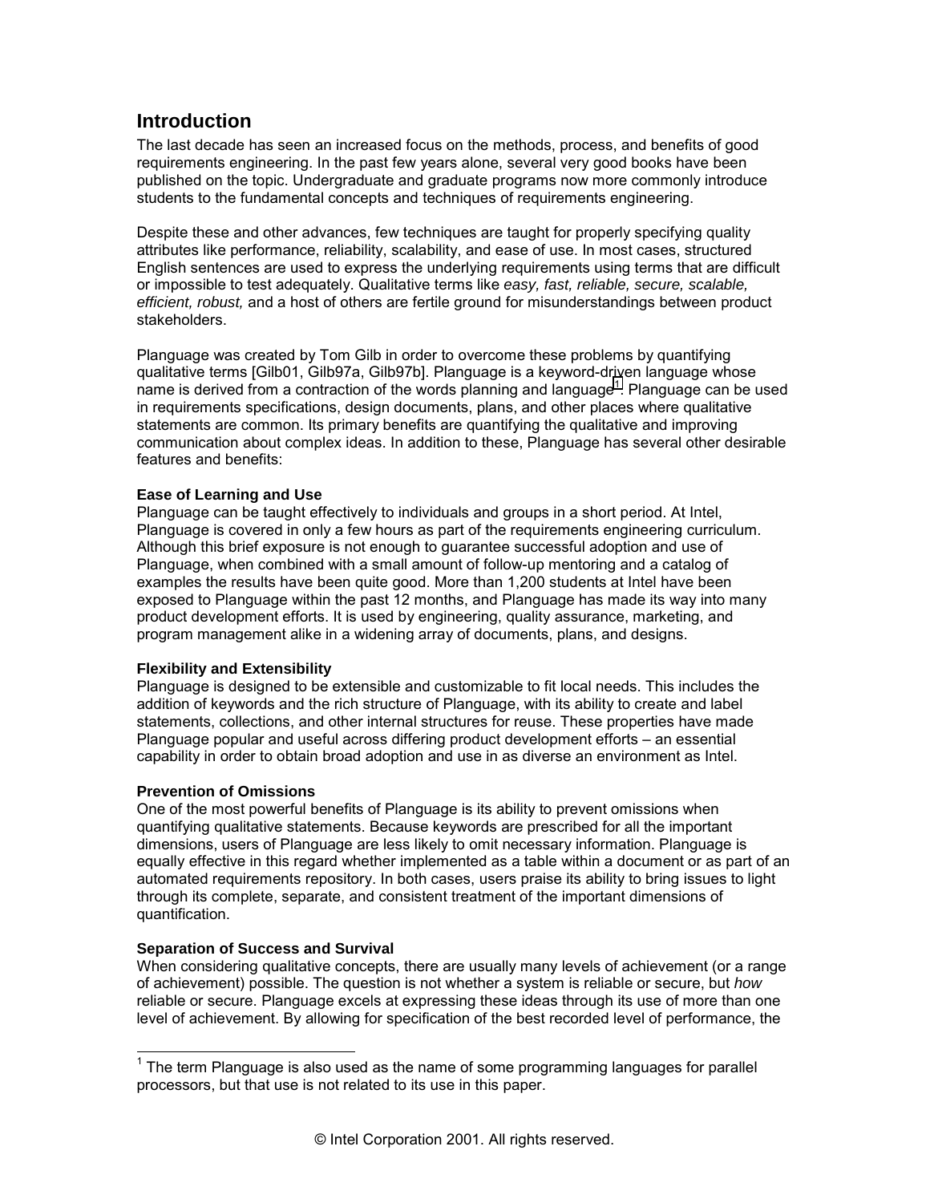## Introduction

The last decade has seen an increased focus on the methods, process, and benefits of good requirements engineering. In the past few years alone, several very good books have been published on the topic. Undergraduate and graduate programs now more commonly introduce students to the fundamental concepts and techniques of requirements engineering.

Despite these and other advances, few techniques are taught for properly specifying quality attributes like performance, reliability, scalability, and ease of use. In most cases, structured English sentences are used to express the underlying requirements using terms that are difficult or impossible to test adequately. Qualitative terms like *easy, fast, reliable, secure, scalable, efficient, robust,* and a host of others are fertile ground for misunderstandings between product stakeholders.

Planguage was created by Tom Gilb in order to overcome these problems by quantifying qualitative terms [Gilb01, Gilb97a, Gilb97b]. Planguage is a keyword-driven language whose name is derived from a contraction of the words planning and language[1]. Planguage can be used in requirements specifications, design documents, plans, and other places where qualitative statements are common. Its primary benefits are quantifying the qualitative and improving communication about complex ideas. In addition to these, Planguage has several other desirable features and benefits:

**Ease of Learning and Use**
Planguage can be taught effectively to individuals and groups in a short period. At Intel, Planguage is covered in only a few hours as part of the requirements engineering curriculum. Although this brief exposure is not enough to guarantee successful adoption and use of Planguage, when combined with a small amount of follow-up mentoring and a catalog of examples the results have been quite good. More than 1,200 students at Intel have been exposed to Planguage within the past 12 months, and Planguage has made its way into many product development efforts. It is used by engineering, quality assurance, marketing, and program management alike in a widening array of documents, plans, and designs.

**Flexibility and Extensibility**
Planguage is designed to be extensible and customizable to fit local needs. This includes the addition of keywords and the rich structure of Planguage, with its ability to create and label statements, collections, and other internal structures for reuse. These properties have made Planguage popular and useful across differing product development efforts – an essential capability in order to obtain broad adoption and use in as diverse an environment as Intel.

**Prevention of Omissions**
One of the most powerful benefits of Planguage is its ability to prevent omissions when quantifying qualitative statements. Because keywords are prescribed for all the important dimensions, users of Planguage are less likely to omit necessary information. Planguage is equally effective in this regard whether implemented as a table within a document or as part of an automated requirements repository. In both cases, users praise its ability to bring issues to light through its complete, separate, and consistent treatment of the important dimensions of quantification.

**Separation of Success and Survival**
When considering qualitative concepts, there are usually many levels of achievement (or a range of achievement) possible. The question is not whether a system is reliable or secure, but *how* reliable or secure. Planguage excels at expressing these ideas through its use of more than one level of achievement. By allowing for specification of the best recorded level of performance, the

[1] The term Planguage is also used as the name of some programming languages for parallel processors, but that use is not related to its use in this paper.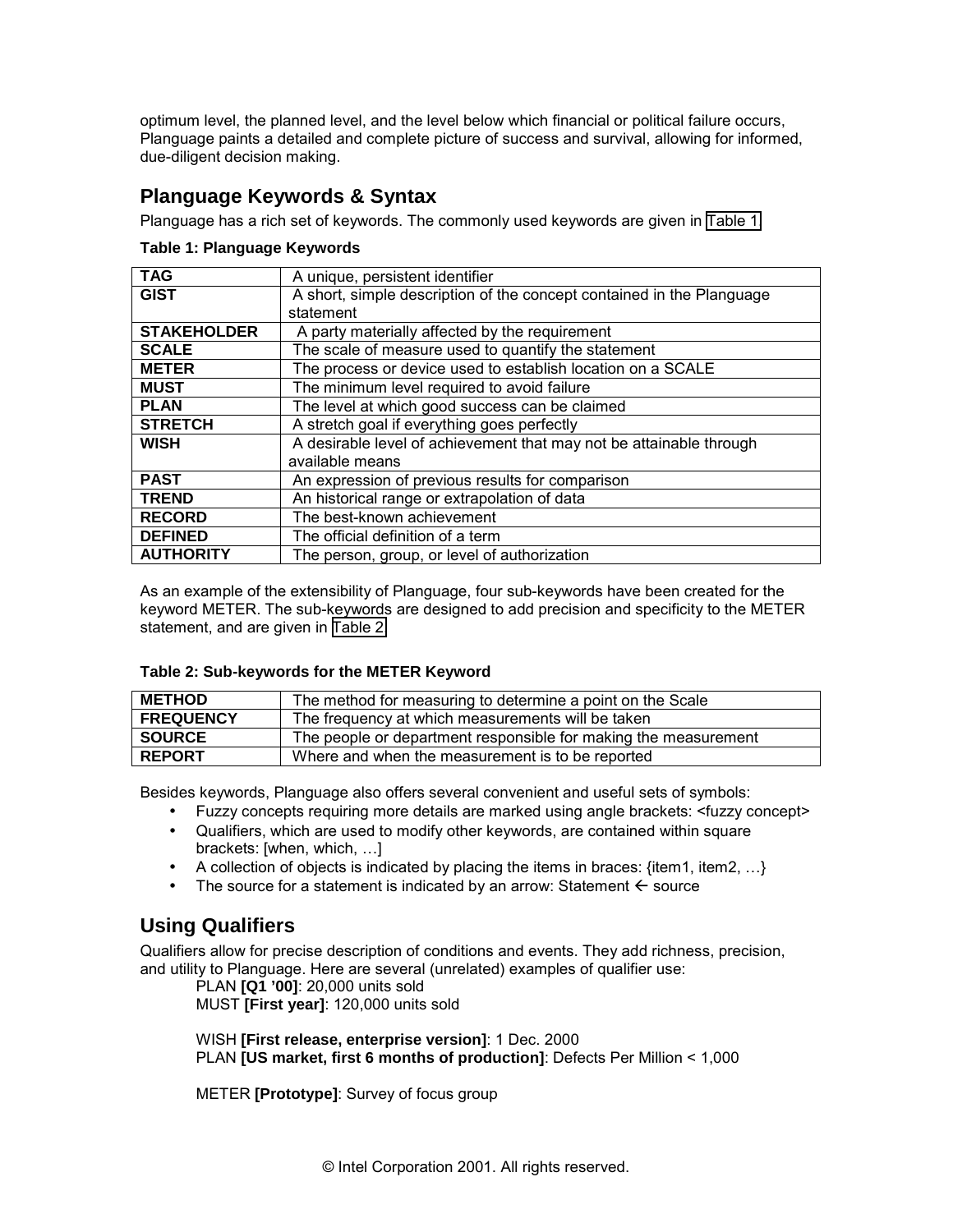optimum level, the planned level, and the level below which financial or political failure occurs, Planguage paints a detailed and complete picture of success and survival, allowing for informed, due-diligent decision making.

## Planguage Keywords & Syntax

Planguage has a rich set of keywords. The commonly used keywords are given in Table 1.

**Table 1: Planguage Keywords**

| | |
|---|---|
| **TAG** | A unique, persistent identifier |
| **GIST** | A short, simple description of the concept contained in the Planguage statement |
| **STAKEHOLDER** | A party materially affected by the requirement |
| **SCALE** | The scale of measure used to quantify the statement |
| **METER** | The process or device used to establish location on a SCALE |
| **MUST** | The minimum level required to avoid failure |
| **PLAN** | The level at which good success can be claimed |
| **STRETCH** | A stretch goal if everything goes perfectly |
| **WISH** | A desirable level of achievement that may not be attainable through available means |
| **PAST** | An expression of previous results for comparison |
| **TREND** | An historical range or extrapolation of data |
| **RECORD** | The best-known achievement |
| **DEFINED** | The official definition of a term |
| **AUTHORITY** | The person, group, or level of authorization |

As an example of the extensibility of Planguage, four sub-keywords have been created for the keyword METER. The sub-keywords are designed to add precision and specificity to the METER statement, and are given in Table 2.

**Table 2: Sub-keywords for the METER Keyword**

| | |
|---|---|
| **METHOD** | The method for measuring to determine a point on the Scale |
| **FREQUENCY** | The frequency at which measurements will be taken |
| **SOURCE** | The people or department responsible for making the measurement |
| **REPORT** | Where and when the measurement is to be reported |

Besides keywords, Planguage also offers several convenient and useful sets of symbols:

- Fuzzy concepts requiring more details are marked using angle brackets: <fuzzy concept>
- Qualifiers, which are used to modify other keywords, are contained within square brackets: [when, which, …]
- A collection of objects is indicated by placing the items in braces: {item1, item2, …}
- The source for a statement is indicated by an arrow: Statement ← source

## Using Qualifiers

Qualifiers allow for precise description of conditions and events. They add richness, precision, and utility to Planguage. Here are several (unrelated) examples of qualifier use:

PLAN **[Q1 ’00]**: 20,000 units sold
MUST **[First year]**: 120,000 units sold

WISH **[First release, enterprise version]**: 1 Dec. 2000
PLAN **[US market, first 6 months of production]**: Defects Per Million < 1,000

METER **[Prototype]**: Survey of focus group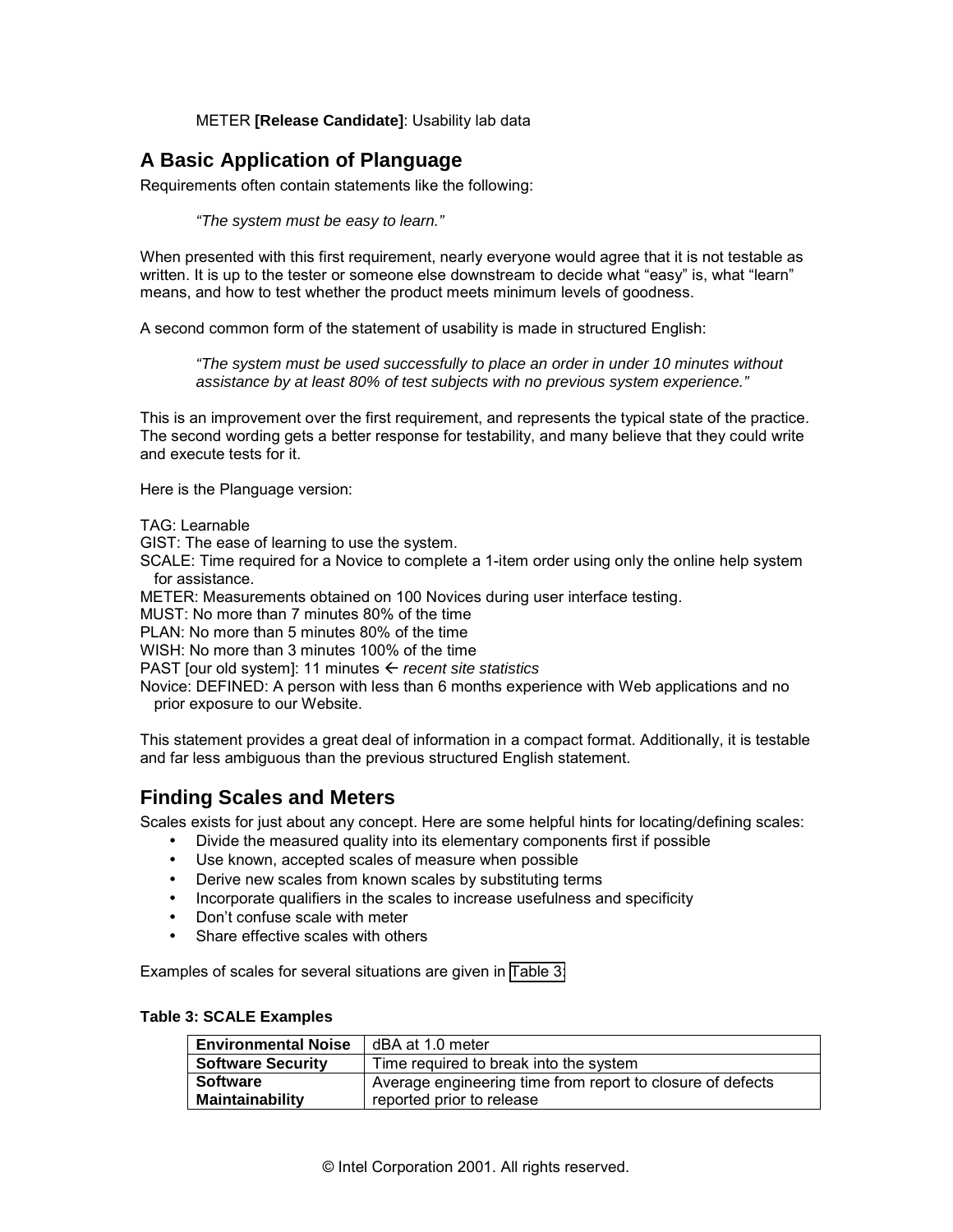METER **[Release Candidate]**: Usability lab data

## A Basic Application of Planguage

Requirements often contain statements like the following:

> *"The system must be easy to learn."*

When presented with this first requirement, nearly everyone would agree that it is not testable as written. It is up to the tester or someone else downstream to decide what "easy" is, what "learn" means, and how to test whether the product meets minimum levels of goodness.

A second common form of the statement of usability is made in structured English:

> *"The system must be used successfully to place an order in under 10 minutes without assistance by at least 80% of test subjects with no previous system experience."*

This is an improvement over the first requirement, and represents the typical state of the practice. The second wording gets a better response for testability, and many believe that they could write and execute tests for it.

Here is the Planguage version:

TAG: Learnable
GIST: The ease of learning to use the system.
SCALE: Time required for a Novice to complete a 1-item order using only the online help system for assistance.
METER: Measurements obtained on 100 Novices during user interface testing.
MUST: No more than 7 minutes 80% of the time
PLAN: No more than 5 minutes 80% of the time
WISH: No more than 3 minutes 100% of the time
PAST [our old system]: 11 minutes ← *recent site statistics*
Novice: DEFINED: A person with less than 6 months experience with Web applications and no prior exposure to our Website.

This statement provides a great deal of information in a compact format. Additionally, it is testable and far less ambiguous than the previous structured English statement.

## Finding Scales and Meters

Scales exists for just about any concept. Here are some helpful hints for locating/defining scales:

- Divide the measured quality into its elementary components first if possible
- Use known, accepted scales of measure when possible
- Derive new scales from known scales by substituting terms
- Incorporate qualifiers in the scales to increase usefulness and specificity
- Don't confuse scale with meter
- Share effective scales with others

Examples of scales for several situations are given in Table 3.

**Table 3: SCALE Examples**

| | |
|---|---|
| **Environmental Noise** | dBA at 1.0 meter |
| **Software Security** | Time required to break into the system |
| **Software Maintainability** | Average engineering time from report to closure of defects reported prior to release |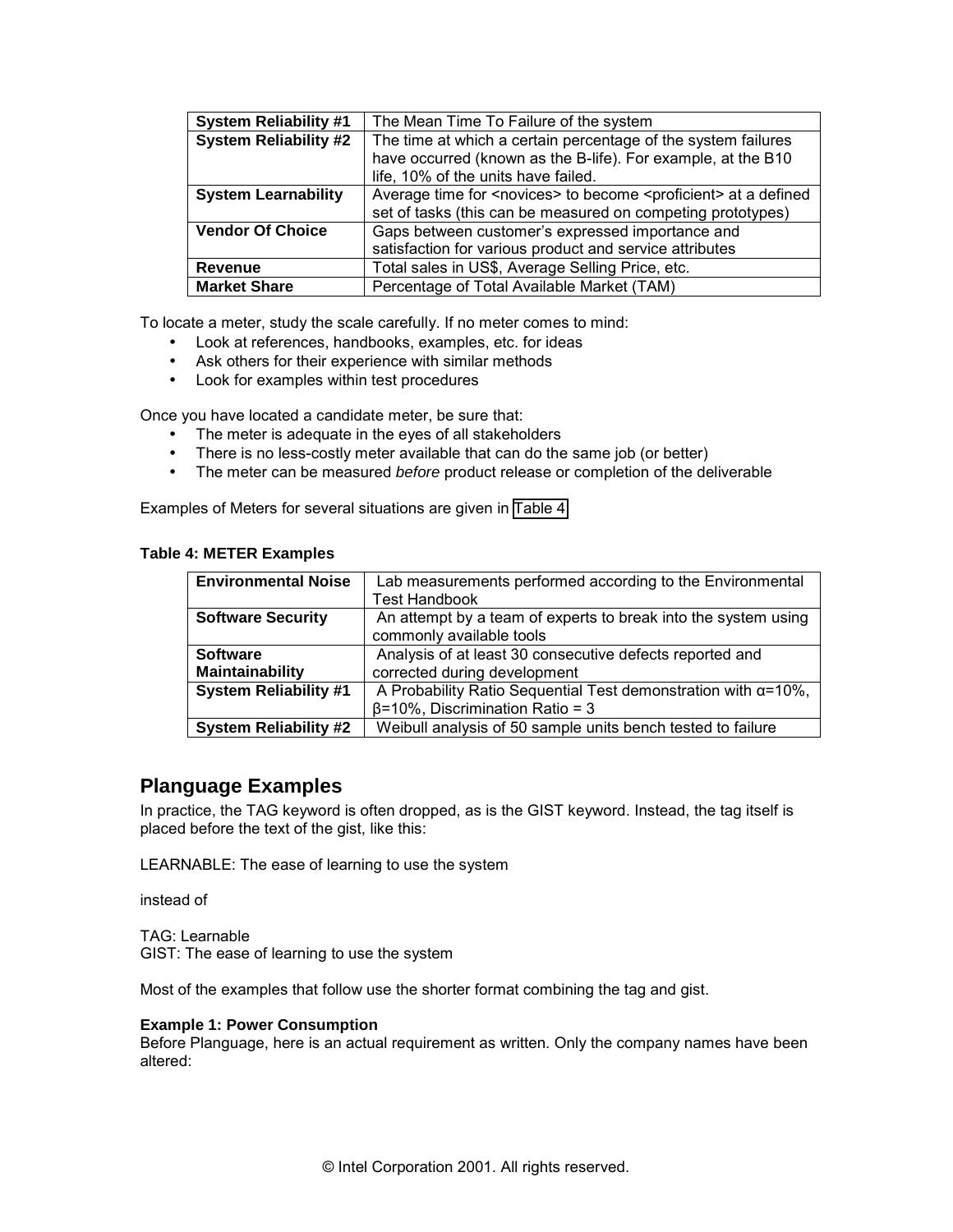| | |
|---|---|
| **System Reliability #1** | The Mean Time To Failure of the system |
| **System Reliability #2** | The time at which a certain percentage of the system failures have occurred (known as the B-life). For example, at the B10 life, 10% of the units have failed. |
| **System Learnability** | Average time for <novices> to become <proficient> at a defined set of tasks (this can be measured on competing prototypes) |
| **Vendor Of Choice** | Gaps between customer's expressed importance and satisfaction for various product and service attributes |
| **Revenue** | Total sales in US$, Average Selling Price, etc. |
| **Market Share** | Percentage of Total Available Market (TAM) |

To locate a meter, study the scale carefully. If no meter comes to mind:

- Look at references, handbooks, examples, etc. for ideas
- Ask others for their experience with similar methods
- Look for examples within test procedures

Once you have located a candidate meter, be sure that:

- The meter is adequate in the eyes of all stakeholders
- There is no less-costly meter available that can do the same job (or better)
- The meter can be measured *before* product release or completion of the deliverable

Examples of Meters for several situations are given in Table 4

**Table 4: METER Examples**

| | |
|---|---|
| **Environmental Noise** | Lab measurements performed according to the Environmental Test Handbook |
| **Software Security** | An attempt by a team of experts to break into the system using commonly available tools |
| **Software Maintainability** | Analysis of at least 30 consecutive defects reported and corrected during development |
| **System Reliability #1** | A Probability Ratio Sequential Test demonstration with $\alpha$=10%, $\beta$=10%, Discrimination Ratio = 3 |
| **System Reliability #2** | Weibull analysis of 50 sample units bench tested to failure |

## Planguage Examples

In practice, the TAG keyword is often dropped, as is the GIST keyword. Instead, the tag itself is placed before the text of the gist, like this:

LEARNABLE: The ease of learning to use the system

instead of

TAG: Learnable
GIST: The ease of learning to use the system

Most of the examples that follow use the shorter format combining the tag and gist.

**Example 1: Power Consumption**
Before Planguage, here is an actual requirement as written. Only the company names have been altered: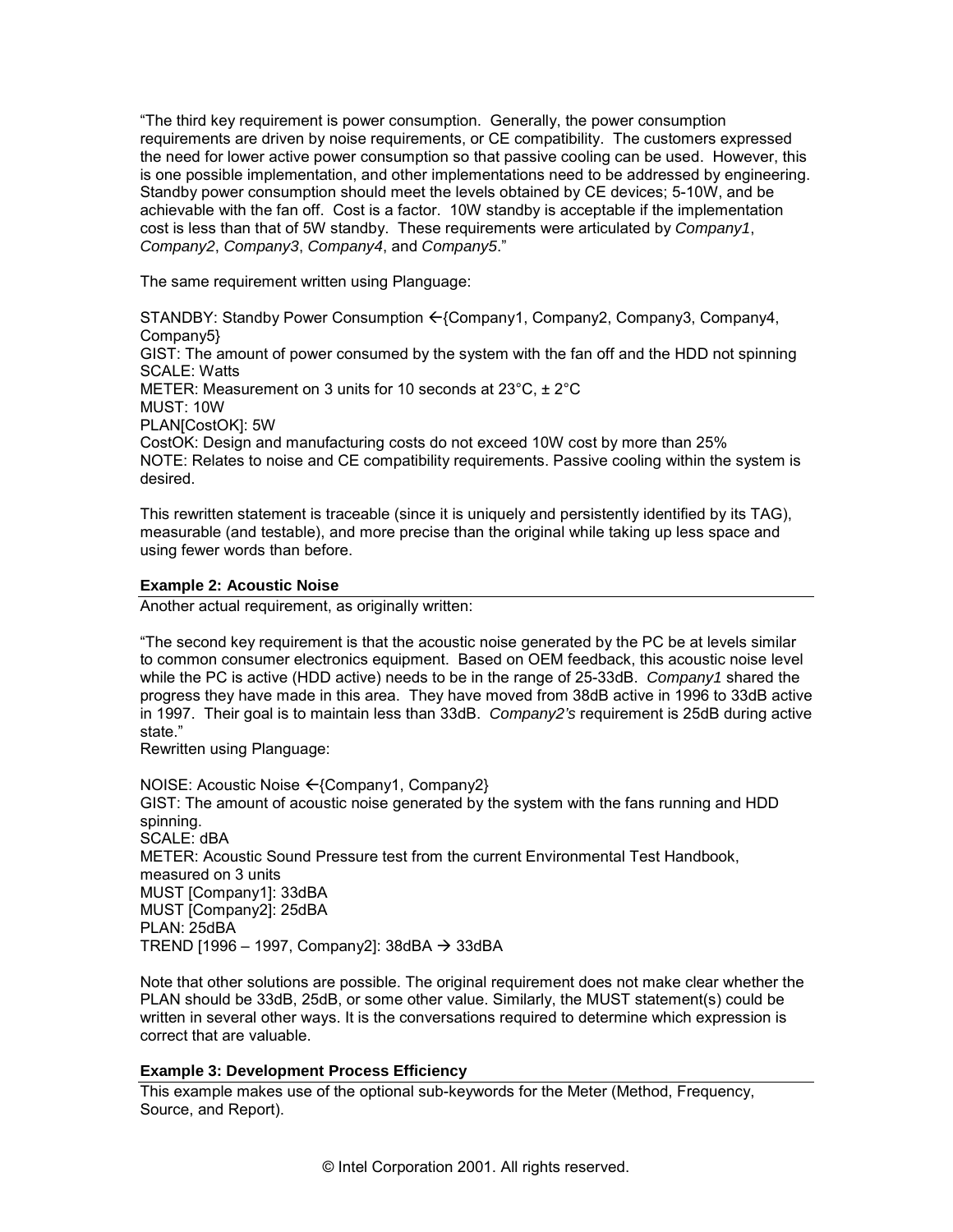"The third key requirement is power consumption. Generally, the power consumption requirements are driven by noise requirements, or CE compatibility. The customers expressed the need for lower active power consumption so that passive cooling can be used. However, this is one possible implementation, and other implementations need to be addressed by engineering. Standby power consumption should meet the levels obtained by CE devices; 5-10W, and be achievable with the fan off. Cost is a factor. 10W standby is acceptable if the implementation cost is less than that of 5W standby. These requirements were articulated by *Company1*, *Company2*, *Company3*, *Company4*, and *Company5*."

The same requirement written using Planguage:

STANDBY: Standby Power Consumption ←{Company1, Company2, Company3, Company4, Company5}
GIST: The amount of power consumed by the system with the fan off and the HDD not spinning
SCALE: Watts
METER: Measurement on 3 units for 10 seconds at 23°C, ± 2°C
MUST: 10W
PLAN[CostOK]: 5W
CostOK: Design and manufacturing costs do not exceed 10W cost by more than 25%
NOTE: Relates to noise and CE compatibility requirements. Passive cooling within the system is desired.

This rewritten statement is traceable (since it is uniquely and persistently identified by its TAG), measurable (and testable), and more precise than the original while taking up less space and using fewer words than before.

**Example 2: Acoustic Noise**

Another actual requirement, as originally written:

"The second key requirement is that the acoustic noise generated by the PC be at levels similar to common consumer electronics equipment. Based on OEM feedback, this acoustic noise level while the PC is active (HDD active) needs to be in the range of 25-33dB. *Company1* shared the progress they have made in this area. They have moved from 38dB active in 1996 to 33dB active in 1997. Their goal is to maintain less than 33dB. *Company2's* requirement is 25dB during active state."

Rewritten using Planguage:

NOISE: Acoustic Noise ←{Company1, Company2}
GIST: The amount of acoustic noise generated by the system with the fans running and HDD spinning.
SCALE: dBA
METER: Acoustic Sound Pressure test from the current Environmental Test Handbook, measured on 3 units
MUST [Company1]: 33dBA
MUST [Company2]: 25dBA
PLAN: 25dBA
TREND [1996 – 1997, Company2]: 38dBA → 33dBA

Note that other solutions are possible. The original requirement does not make clear whether the PLAN should be 33dB, 25dB, or some other value. Similarly, the MUST statement(s) could be written in several other ways. It is the conversations required to determine which expression is correct that are valuable.

**Example 3: Development Process Efficiency**

This example makes use of the optional sub-keywords for the Meter (Method, Frequency, Source, and Report).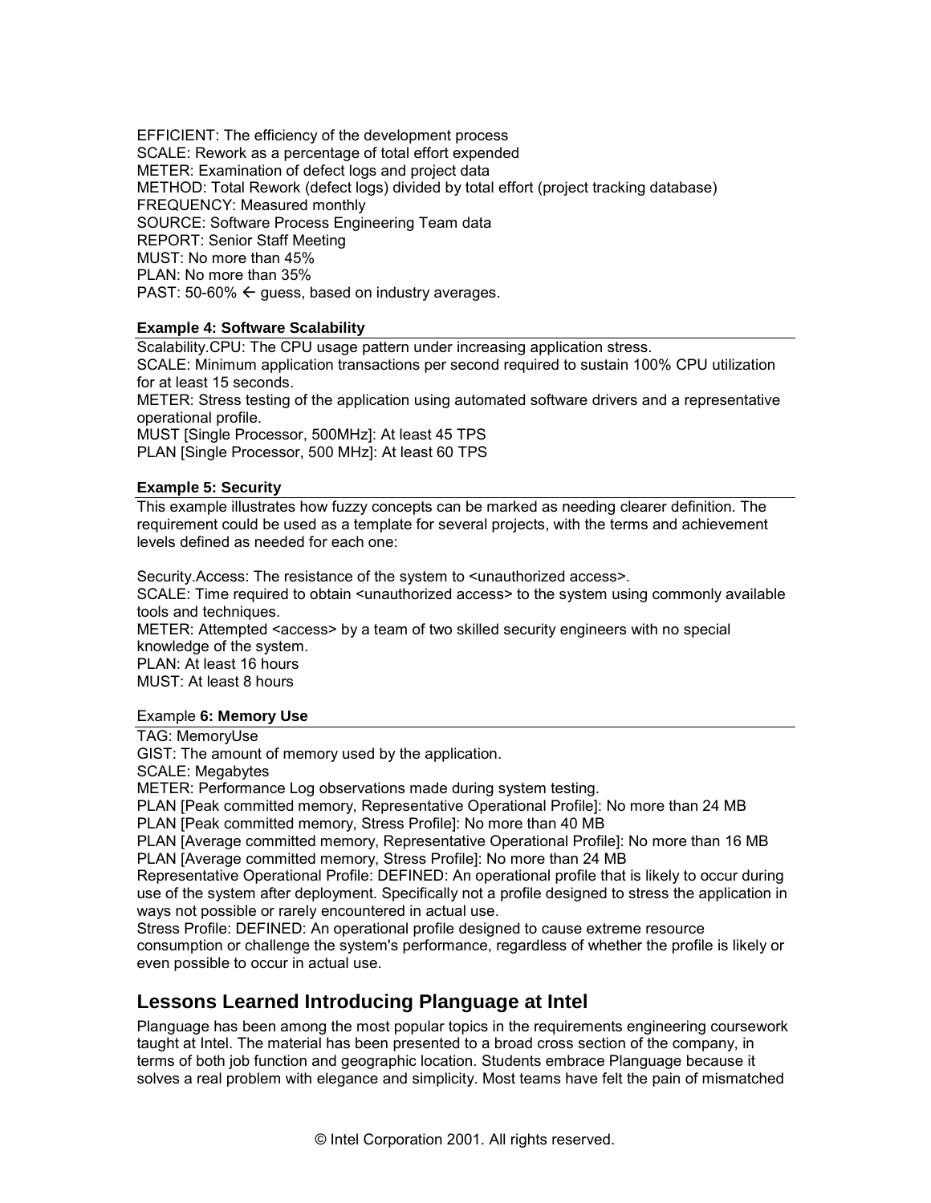EFFICIENT: The efficiency of the development process
SCALE: Rework as a percentage of total effort expended
METER: Examination of defect logs and project data
METHOD: Total Rework (defect logs) divided by total effort (project tracking database)
FREQUENCY: Measured monthly
SOURCE: Software Process Engineering Team data
REPORT: Senior Staff Meeting
MUST: No more than 45%
PLAN: No more than 35%
PAST: 50-60% ← guess, based on industry averages.

**Example 4: Software Scalability**

Scalability.CPU: The CPU usage pattern under increasing application stress.
SCALE: Minimum application transactions per second required to sustain 100% CPU utilization for at least 15 seconds.
METER: Stress testing of the application using automated software drivers and a representative operational profile.
MUST [Single Processor, 500MHz]: At least 45 TPS
PLAN [Single Processor, 500 MHz]: At least 60 TPS

**Example 5: Security**

This example illustrates how fuzzy concepts can be marked as needing clearer definition. The requirement could be used as a template for several projects, with the terms and achievement levels defined as needed for each one:

Security.Access: The resistance of the system to <unauthorized access>.
SCALE: Time required to obtain <unauthorized access> to the system using commonly available tools and techniques.
METER: Attempted <access> by a team of two skilled security engineers with no special knowledge of the system.
PLAN: At least 16 hours
MUST: At least 8 hours

Example **6: Memory Use**

TAG: MemoryUse
GIST: The amount of memory used by the application.
SCALE: Megabytes
METER: Performance Log observations made during system testing.
PLAN [Peak committed memory, Representative Operational Profile]: No more than 24 MB
PLAN [Peak committed memory, Stress Profile]: No more than 40 MB
PLAN [Average committed memory, Representative Operational Profile]: No more than 16 MB
PLAN [Average committed memory, Stress Profile]: No more than 24 MB
Representative Operational Profile: DEFINED: An operational profile that is likely to occur during use of the system after deployment. Specifically not a profile designed to stress the application in ways not possible or rarely encountered in actual use.
Stress Profile: DEFINED: An operational profile designed to cause extreme resource consumption or challenge the system's performance, regardless of whether the profile is likely or even possible to occur in actual use.

## Lessons Learned Introducing Planguage at Intel

Planguage has been among the most popular topics in the requirements engineering coursework taught at Intel. The material has been presented to a broad cross section of the company, in terms of both job function and geographic location. Students embrace Planguage because it solves a real problem with elegance and simplicity. Most teams have felt the pain of mismatched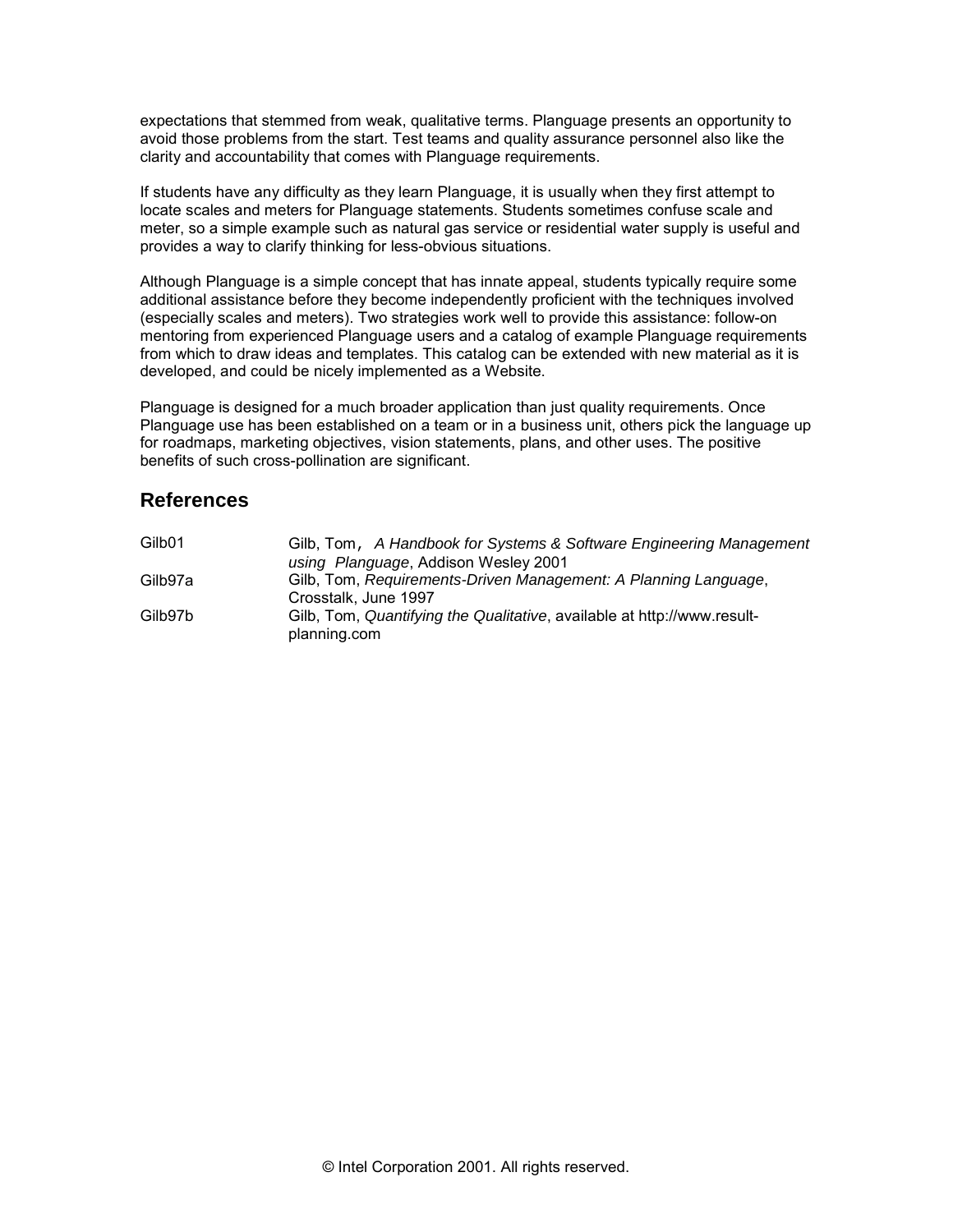expectations that stemmed from weak, qualitative terms. Planguage presents an opportunity to avoid those problems from the start. Test teams and quality assurance personnel also like the clarity and accountability that comes with Planguage requirements.

If students have any difficulty as they learn Planguage, it is usually when they first attempt to locate scales and meters for Planguage statements. Students sometimes confuse scale and meter, so a simple example such as natural gas service or residential water supply is useful and provides a way to clarify thinking for less-obvious situations.

Although Planguage is a simple concept that has innate appeal, students typically require some additional assistance before they become independently proficient with the techniques involved (especially scales and meters). Two strategies work well to provide this assistance: follow-on mentoring from experienced Planguage users and a catalog of example Planguage requirements from which to draw ideas and templates. This catalog can be extended with new material as it is developed, and could be nicely implemented as a Website.

Planguage is designed for a much broader application than just quality requirements. Once Planguage use has been established on a team or in a business unit, others pick the language up for roadmaps, marketing objectives, vision statements, plans, and other uses. The positive benefits of such cross-pollination are significant.

## References

| | |
|---|---|
| Gilb01 | Gilb, Tom, *A Handbook for Systems & Software Engineering Management using Planguage*, Addison Wesley 2001 |
| Gilb97a | Gilb, Tom, *Requirements-Driven Management: A Planning Language*, Crosstalk, June 1997 |
| Gilb97b | Gilb, Tom, *Quantifying the Qualitative*, available at http://www.result-planning.com |

© Intel Corporation 2001. All rights reserved.